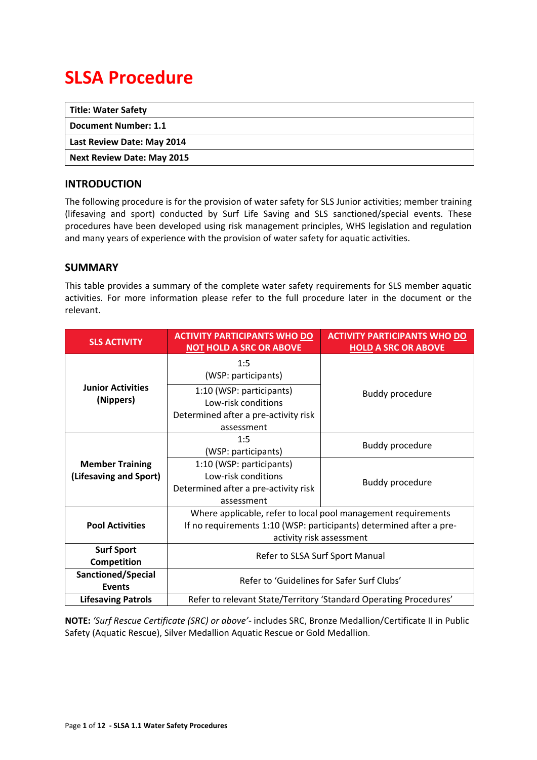# SLSA Procedure

| Title: Water Safety |
|---|
| Document Number: 1.1 |
| Last Review Date: May 2014 |
| Next Review Date: May 2015 |

## INTRODUCTION

The following procedure is for the provision of water safety for SLS Junior activities; member training (lifesaving and sport) conducted by Surf Life Saving and SLS sanctioned/special events. These procedures have been developed using risk management principles, WHS legislation and regulation and many years of experience with the provision of water safety for aquatic activities.

## SUMMARY

This table provides a summary of the complete water safety requirements for SLS member aquatic activities. For more information please refer to the full procedure later in the document or the relevant.

| SLS ACTIVITY | ACTIVITY PARTICIPANTS WHO DO NOT HOLD A SRC OR ABOVE | ACTIVITY PARTICIPANTS WHO DO HOLD A SRC OR ABOVE |
|---|---|---|
| **Junior Activities (Nippers)** | 1:5 (WSP: participants) | Buddy procedure |
| | 1:10 (WSP: participants) Low-risk conditions Determined after a pre-activity risk assessment | |
| **Member Training (Lifesaving and Sport)** | 1:5 (WSP: participants) | Buddy procedure |
| | 1:10 (WSP: participants) Low-risk conditions Determined after a pre-activity risk assessment | Buddy procedure |
| **Pool Activities** | Where applicable, refer to local pool management requirements If no requirements 1:10 (WSP: participants) determined after a pre-activity risk assessment | |
| **Surf Sport Competition** | Refer to SLSA Surf Sport Manual | |
| **Sanctioned/Special Events** | Refer to 'Guidelines for Safer Surf Clubs' | |
| **Lifesaving Patrols** | Refer to relevant State/Territory 'Standard Operating Procedures' | |

**NOTE:** *'Surf Rescue Certificate (SRC) or above'*- includes SRC, Bronze Medallion/Certificate II in Public Safety (Aquatic Rescue), Silver Medallion Aquatic Rescue or Gold Medallion.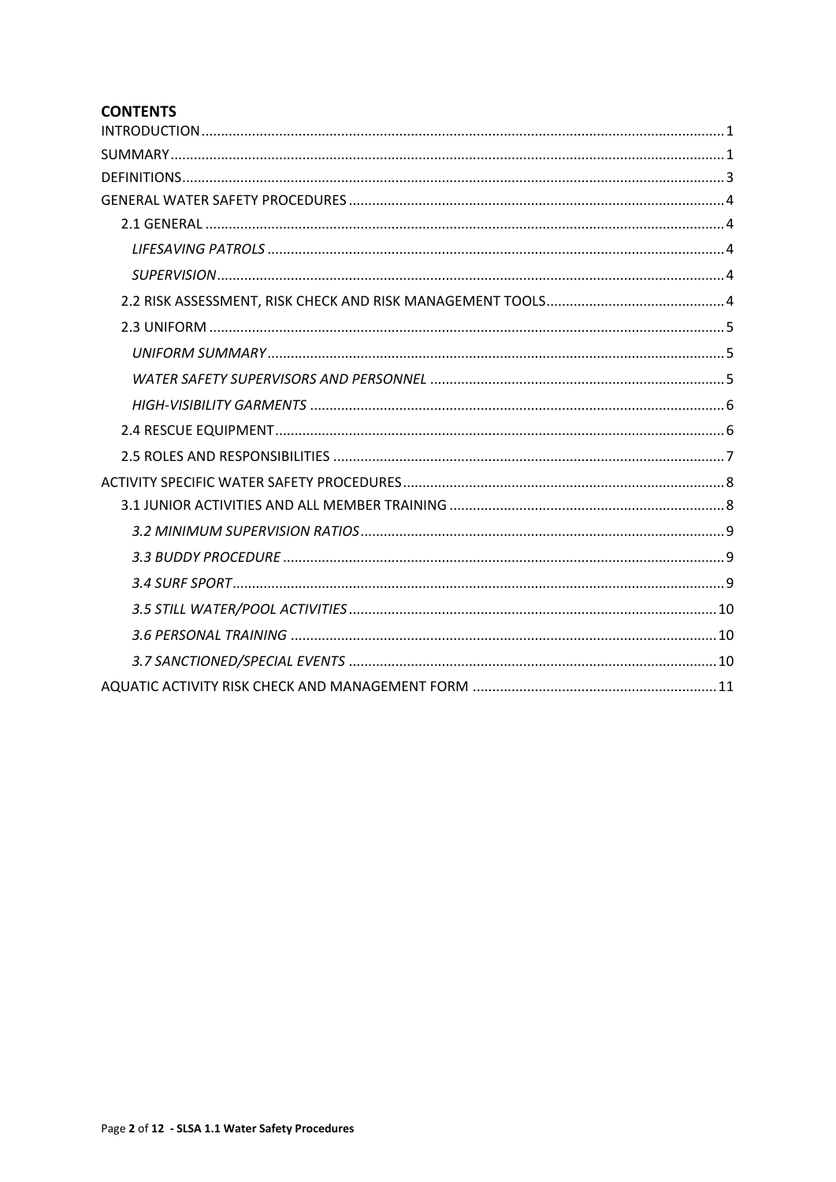## CONTENTS

INTRODUCTION .......... 1
SUMMARY .......... 1
DEFINITIONS .......... 3
GENERAL WATER SAFETY PROCEDURES .......... 4
- 2.1 GENERAL .......... 4
  - *LIFESAVING PATROLS* .......... 4
  - *SUPERVISION* .......... 4
- 2.2 RISK ASSESSMENT, RISK CHECK AND RISK MANAGEMENT TOOLS .......... 4
- 2.3 UNIFORM .......... 5
  - *UNIFORM SUMMARY* .......... 5
  - *WATER SAFETY SUPERVISORS AND PERSONNEL* .......... 5
  - *HIGH-VISIBILITY GARMENTS* .......... 6
- 2.4 RESCUE EQUIPMENT .......... 6
- 2.5 ROLES AND RESPONSIBILITIES .......... 7

ACTIVITY SPECIFIC WATER SAFETY PROCEDURES .......... 8
- 3.1 JUNIOR ACTIVITIES AND ALL MEMBER TRAINING .......... 8
  - *3.2 MINIMUM SUPERVISION RATIOS* .......... 9
  - *3.3 BUDDY PROCEDURE* .......... 9
  - *3.4 SURF SPORT* .......... 9
  - *3.5 STILL WATER/POOL ACTIVITIES* .......... 10
  - *3.6 PERSONAL TRAINING* .......... 10
  - *3.7 SANCTIONED/SPECIAL EVENTS* .......... 10

AQUATIC ACTIVITY RISK CHECK AND MANAGEMENT FORM .......... 11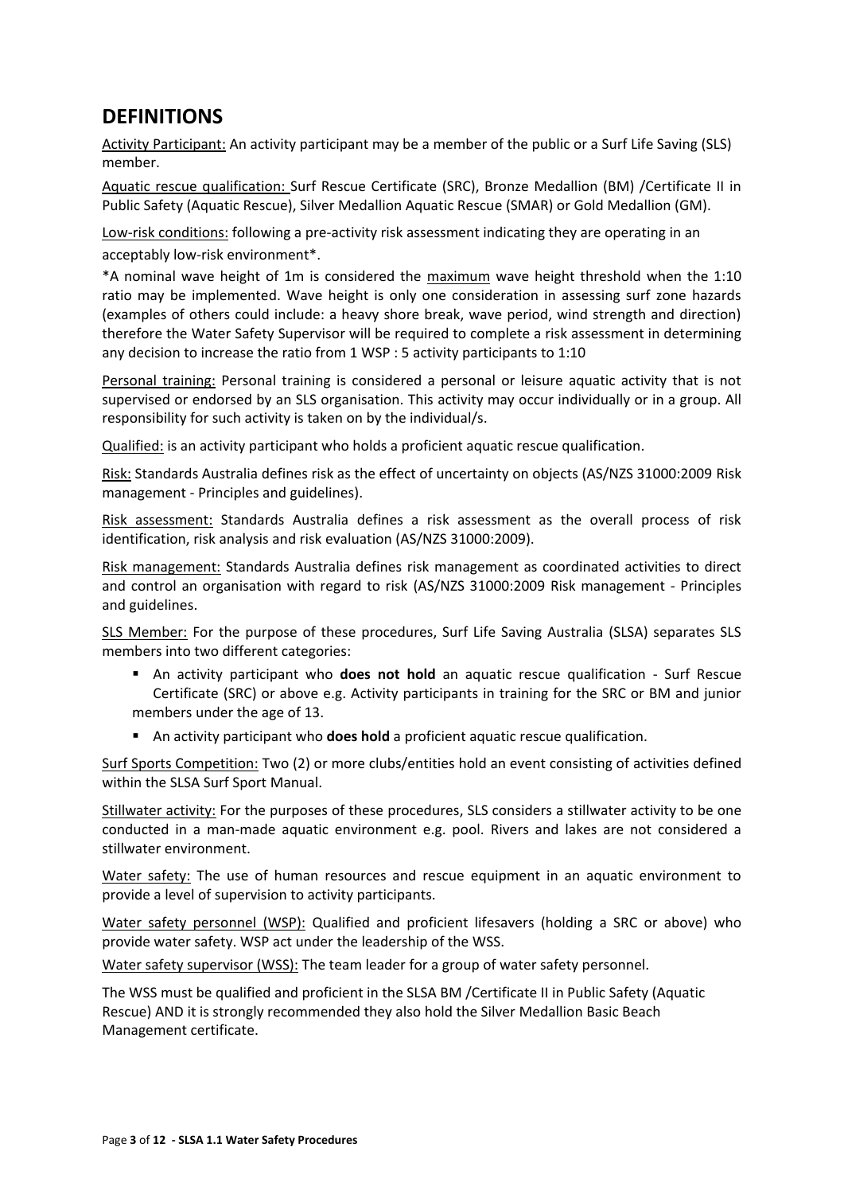## DEFINITIONS

Activity Participant: An activity participant may be a member of the public or a Surf Life Saving (SLS) member.

Aquatic rescue qualification: Surf Rescue Certificate (SRC), Bronze Medallion (BM) /Certificate II in Public Safety (Aquatic Rescue), Silver Medallion Aquatic Rescue (SMAR) or Gold Medallion (GM).

Low-risk conditions: following a pre-activity risk assessment indicating they are operating in an acceptably low-risk environment*.

*A nominal wave height of 1m is considered the maximum wave height threshold when the 1:10 ratio may be implemented. Wave height is only one consideration in assessing surf zone hazards (examples of others could include: a heavy shore break, wave period, wind strength and direction) therefore the Water Safety Supervisor will be required to complete a risk assessment in determining any decision to increase the ratio from 1 WSP : 5 activity participants to 1:10

Personal training: Personal training is considered a personal or leisure aquatic activity that is not supervised or endorsed by an SLS organisation. This activity may occur individually or in a group. All responsibility for such activity is taken on by the individual/s.

Qualified: is an activity participant who holds a proficient aquatic rescue qualification.

Risk: Standards Australia defines risk as the effect of uncertainty on objects (AS/NZS 31000:2009 Risk management - Principles and guidelines).

Risk assessment: Standards Australia defines a risk assessment as the overall process of risk identification, risk analysis and risk evaluation (AS/NZS 31000:2009).

Risk management: Standards Australia defines risk management as coordinated activities to direct and control an organisation with regard to risk (AS/NZS 31000:2009 Risk management - Principles and guidelines.

SLS Member: For the purpose of these procedures, Surf Life Saving Australia (SLSA) separates SLS members into two different categories:

- An activity participant who **does not hold** an aquatic rescue qualification - Surf Rescue Certificate (SRC) or above e.g. Activity participants in training for the SRC or BM and junior members under the age of 13.
- An activity participant who **does hold** a proficient aquatic rescue qualification.

Surf Sports Competition: Two (2) or more clubs/entities hold an event consisting of activities defined within the SLSA Surf Sport Manual.

Stillwater activity: For the purposes of these procedures, SLS considers a stillwater activity to be one conducted in a man-made aquatic environment e.g. pool. Rivers and lakes are not considered a stillwater environment.

Water safety: The use of human resources and rescue equipment in an aquatic environment to provide a level of supervision to activity participants.

Water safety personnel (WSP): Qualified and proficient lifesavers (holding a SRC or above) who provide water safety. WSP act under the leadership of the WSS.

Water safety supervisor (WSS): The team leader for a group of water safety personnel.

The WSS must be qualified and proficient in the SLSA BM /Certificate II in Public Safety (Aquatic Rescue) AND it is strongly recommended they also hold the Silver Medallion Basic Beach Management certificate.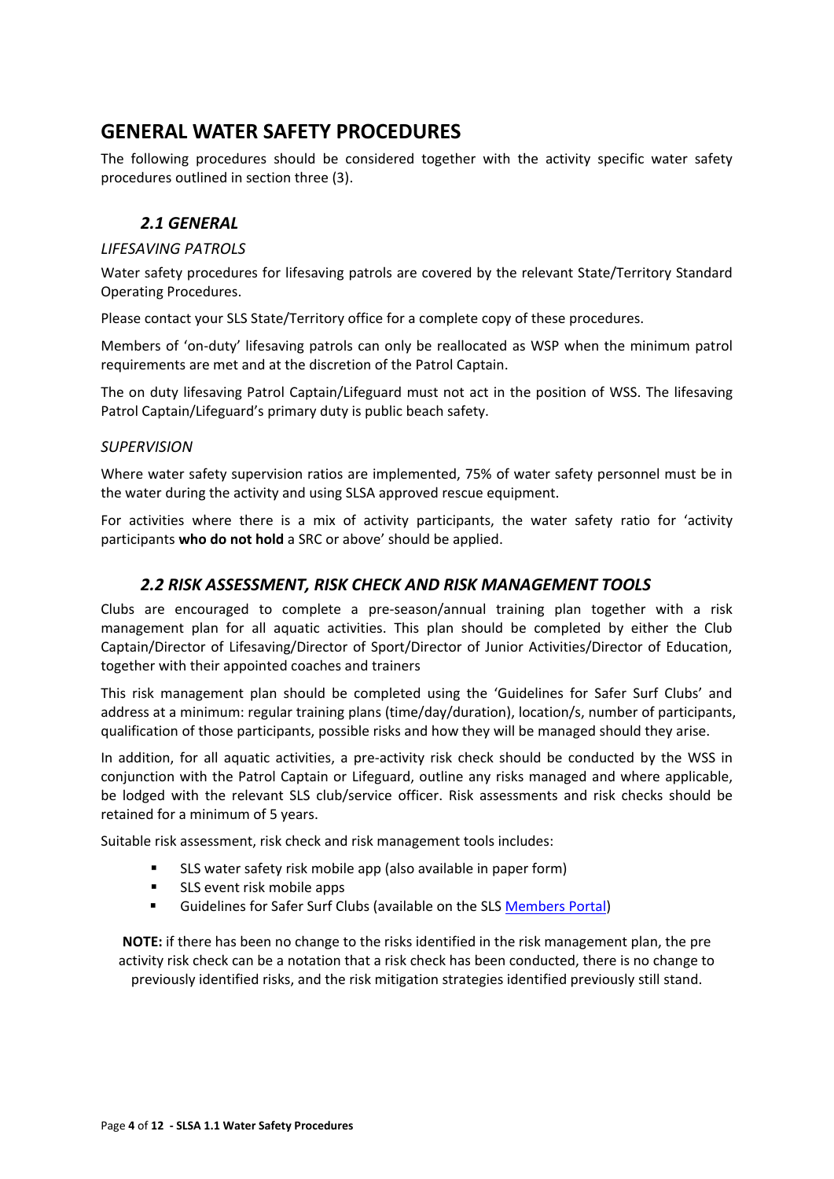# GENERAL WATER SAFETY PROCEDURES

The following procedures should be considered together with the activity specific water safety procedures outlined in section three (3).

## *2.1 GENERAL*

*LIFESAVING PATROLS*

Water safety procedures for lifesaving patrols are covered by the relevant State/Territory Standard Operating Procedures.

Please contact your SLS State/Territory office for a complete copy of these procedures.

Members of 'on-duty' lifesaving patrols can only be reallocated as WSP when the minimum patrol requirements are met and at the discretion of the Patrol Captain.

The on duty lifesaving Patrol Captain/Lifeguard must not act in the position of WSS. The lifesaving Patrol Captain/Lifeguard's primary duty is public beach safety.

*SUPERVISION*

Where water safety supervision ratios are implemented, 75% of water safety personnel must be in the water during the activity and using SLSA approved rescue equipment.

For activities where there is a mix of activity participants, the water safety ratio for 'activity participants **who do not hold** a SRC or above' should be applied.

## *2.2 RISK ASSESSMENT, RISK CHECK AND RISK MANAGEMENT TOOLS*

Clubs are encouraged to complete a pre-season/annual training plan together with a risk management plan for all aquatic activities. This plan should be completed by either the Club Captain/Director of Lifesaving/Director of Sport/Director of Junior Activities/Director of Education, together with their appointed coaches and trainers

This risk management plan should be completed using the 'Guidelines for Safer Surf Clubs' and address at a minimum: regular training plans (time/day/duration), location/s, number of participants, qualification of those participants, possible risks and how they will be managed should they arise.

In addition, for all aquatic activities, a pre-activity risk check should be conducted by the WSS in conjunction with the Patrol Captain or Lifeguard, outline any risks managed and where applicable, be lodged with the relevant SLS club/service officer. Risk assessments and risk checks should be retained for a minimum of 5 years.

Suitable risk assessment, risk check and risk management tools includes:

- SLS water safety risk mobile app (also available in paper form)
- SLS event risk mobile apps
- Guidelines for Safer Surf Clubs (available on the SLS Members Portal)

**NOTE:** if there has been no change to the risks identified in the risk management plan, the pre activity risk check can be a notation that a risk check has been conducted, there is no change to previously identified risks, and the risk mitigation strategies identified previously still stand.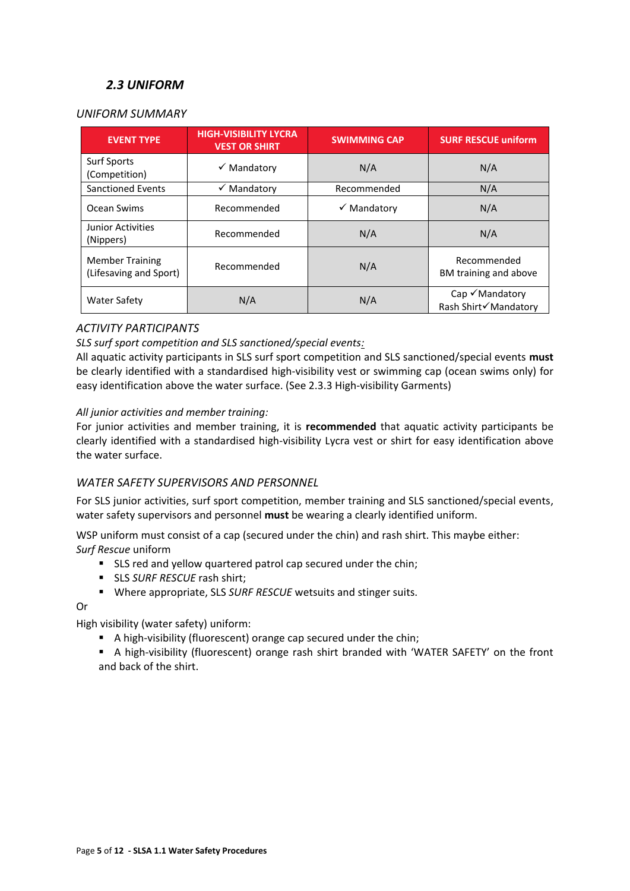### *2.3 UNIFORM*

*UNIFORM SUMMARY*

| EVENT TYPE | HIGH-VISIBILITY LYCRA VEST OR SHIRT | SWIMMING CAP | SURF RESCUE uniform |
|---|---|---|---|
| Surf Sports (Competition) | ✓ Mandatory | N/A | N/A |
| Sanctioned Events | ✓ Mandatory | Recommended | N/A |
| Ocean Swims | Recommended | ✓ Mandatory | N/A |
| Junior Activities (Nippers) | Recommended | N/A | N/A |
| Member Training (Lifesaving and Sport) | Recommended | N/A | Recommended BM training and above |
| Water Safety | N/A | N/A | Cap ✓Mandatory Rash Shirt✓Mandatory |

*ACTIVITY PARTICIPANTS*

*SLS surf sport competition and SLS sanctioned/special events:*

All aquatic activity participants in SLS surf sport competition and SLS sanctioned/special events **must** be clearly identified with a standardised high-visibility vest or swimming cap (ocean swims only) for easy identification above the water surface. (See 2.3.3 High-visibility Garments)

*All junior activities and member training:*

For junior activities and member training, it is **recommended** that aquatic activity participants be clearly identified with a standardised high-visibility Lycra vest or shirt for easy identification above the water surface.

*WATER SAFETY SUPERVISORS AND PERSONNEL*

For SLS junior activities, surf sport competition, member training and SLS sanctioned/special events, water safety supervisors and personnel **must** be wearing a clearly identified uniform.

WSP uniform must consist of a cap (secured under the chin) and rash shirt. This maybe either:
*Surf Rescue* uniform

- SLS red and yellow quartered patrol cap secured under the chin;
- SLS *SURF RESCUE* rash shirt;
- Where appropriate, SLS *SURF RESCUE* wetsuits and stinger suits.

Or

High visibility (water safety) uniform:

- A high-visibility (fluorescent) orange cap secured under the chin;
- A high-visibility (fluorescent) orange rash shirt branded with 'WATER SAFETY' on the front and back of the shirt.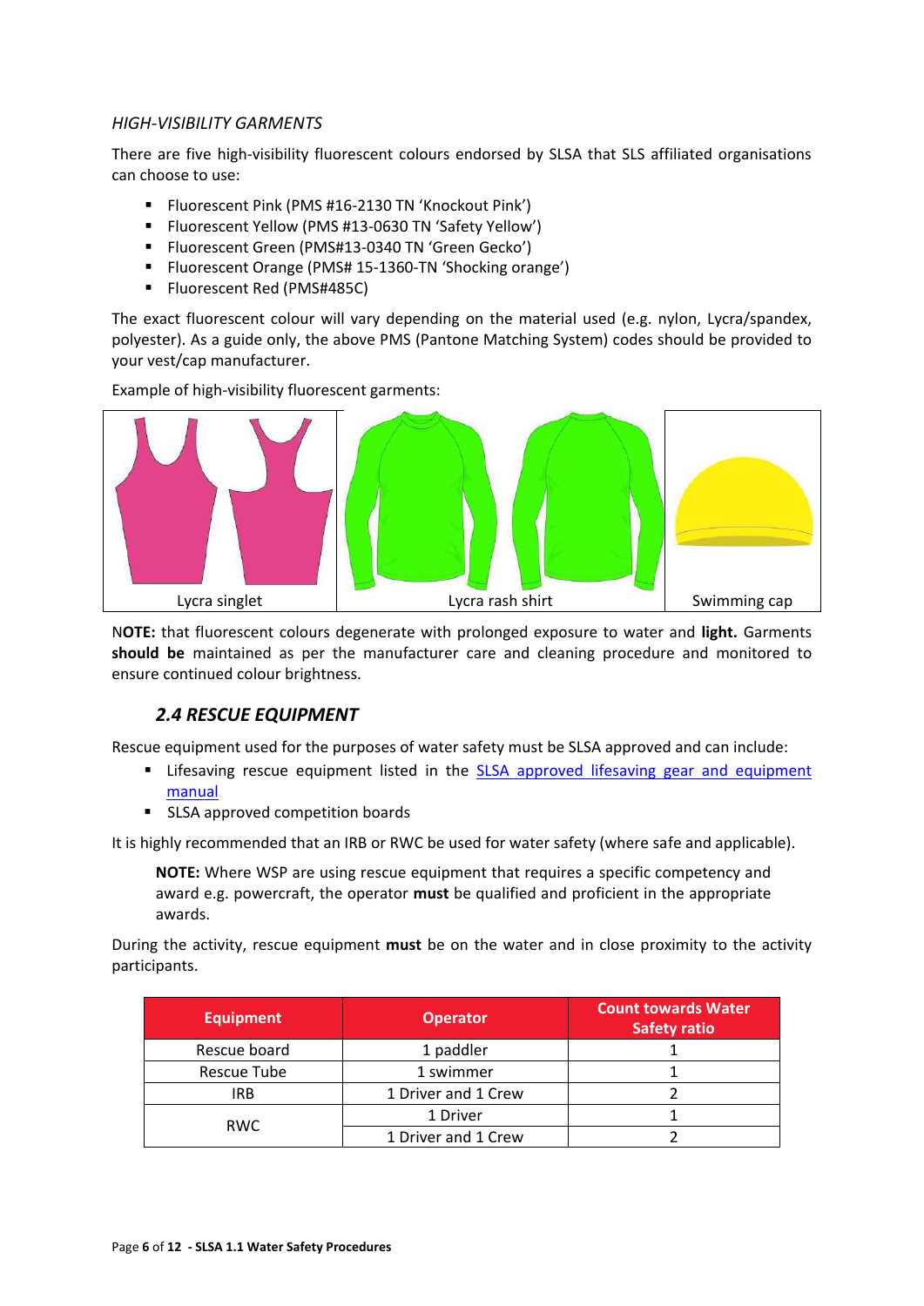*HIGH-VISIBILITY GARMENTS*

There are five high-visibility fluorescent colours endorsed by SLSA that SLS affiliated organisations can choose to use:

- Fluorescent Pink (PMS #16-2130 TN 'Knockout Pink')
- Fluorescent Yellow (PMS #13-0630 TN 'Safety Yellow')
- Fluorescent Green (PMS#13-0340 TN 'Green Gecko')
- Fluorescent Orange (PMS# 15-1360-TN 'Shocking orange')
- Fluorescent Red (PMS#485C)

The exact fluorescent colour will vary depending on the material used (e.g. nylon, Lycra/spandex, polyester). As a guide only, the above PMS (Pantone Matching System) codes should be provided to your vest/cap manufacturer.

Example of high-visibility fluorescent garments:

| Lycra singlet | Lycra rash shirt | Swimming cap |
|---|---|---|

**NOTE:** that fluorescent colours degenerate with prolonged exposure to water and **light.** Garments **should be** maintained as per the manufacturer care and cleaning procedure and monitored to ensure continued colour brightness.

## *2.4 RESCUE EQUIPMENT*

Rescue equipment used for the purposes of water safety must be SLSA approved and can include:

- Lifesaving rescue equipment listed in the SLSA approved lifesaving gear and equipment manual
- SLSA approved competition boards

It is highly recommended that an IRB or RWC be used for water safety (where safe and applicable).

> **NOTE:** Where WSP are using rescue equipment that requires a specific competency and award e.g. powercraft, the operator **must** be qualified and proficient in the appropriate awards.

During the activity, rescue equipment **must** be on the water and in close proximity to the activity participants.

| Equipment | Operator | Count towards Water Safety ratio |
|---|---|---|
| Rescue board | 1 paddler | 1 |
| Rescue Tube | 1 swimmer | 1 |
| IRB | 1 Driver and 1 Crew | 2 |
| RWC | 1 Driver | 1 |
| | 1 Driver and 1 Crew | 2 |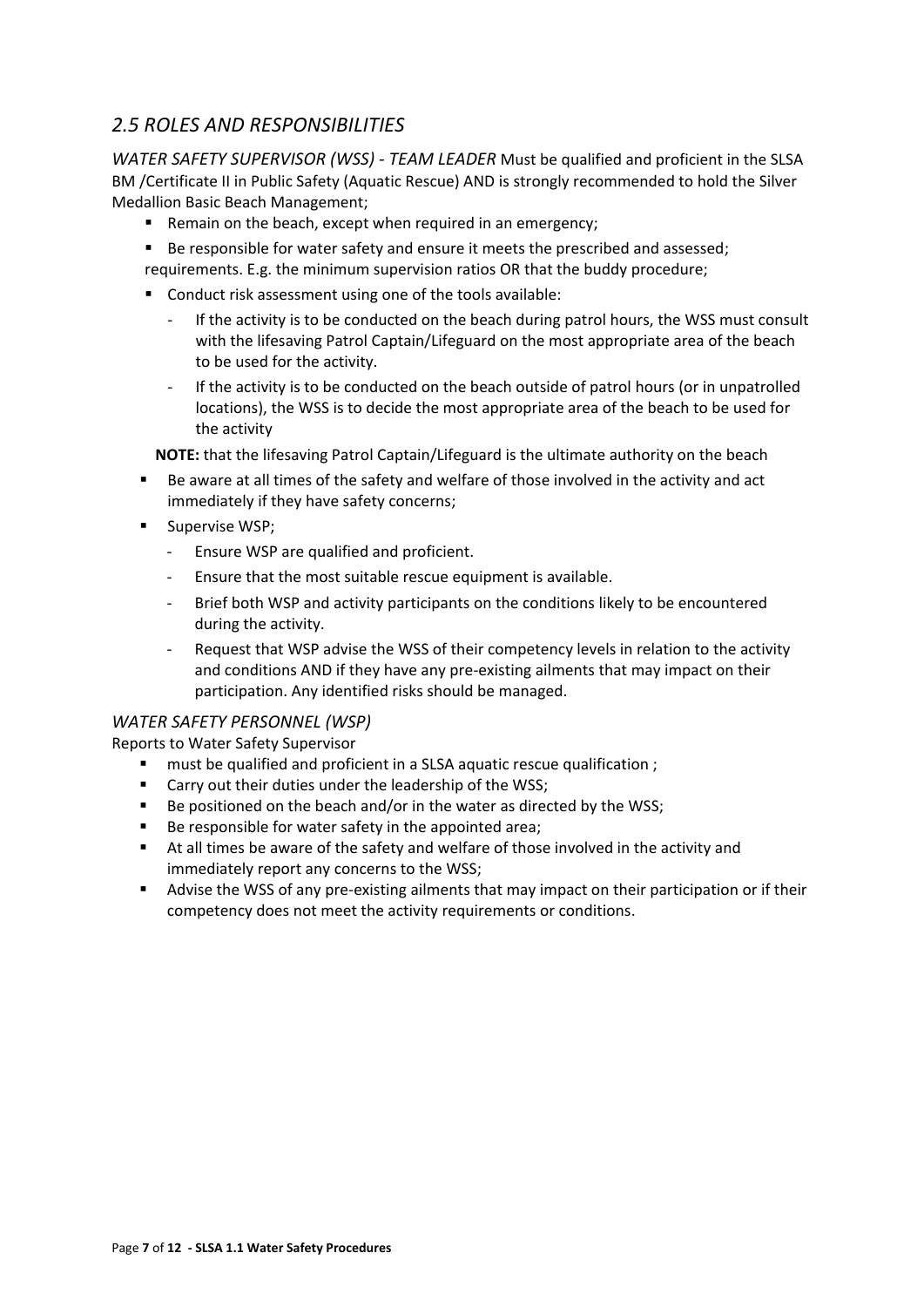## *2.5 ROLES AND RESPONSIBILITIES*

*WATER SAFETY SUPERVISOR (WSS) - TEAM LEADER* Must be qualified and proficient in the SLSA BM /Certificate II in Public Safety (Aquatic Rescue) AND is strongly recommended to hold the Silver Medallion Basic Beach Management;

- Remain on the beach, except when required in an emergency;
- Be responsible for water safety and ensure it meets the prescribed and assessed; requirements. E.g. the minimum supervision ratios OR that the buddy procedure;
- Conduct risk assessment using one of the tools available:
  - If the activity is to be conducted on the beach during patrol hours, the WSS must consult with the lifesaving Patrol Captain/Lifeguard on the most appropriate area of the beach to be used for the activity.
  - If the activity is to be conducted on the beach outside of patrol hours (or in unpatrolled locations), the WSS is to decide the most appropriate area of the beach to be used for the activity

  **NOTE:** that the lifesaving Patrol Captain/Lifeguard is the ultimate authority on the beach

- Be aware at all times of the safety and welfare of those involved in the activity and act immediately if they have safety concerns;
- Supervise WSP;
  - Ensure WSP are qualified and proficient.
  - Ensure that the most suitable rescue equipment is available.
  - Brief both WSP and activity participants on the conditions likely to be encountered during the activity.
  - Request that WSP advise the WSS of their competency levels in relation to the activity and conditions AND if they have any pre-existing ailments that may impact on their participation. Any identified risks should be managed.

*WATER SAFETY PERSONNEL (WSP)*

Reports to Water Safety Supervisor

- must be qualified and proficient in a SLSA aquatic rescue qualification ;
- Carry out their duties under the leadership of the WSS;
- Be positioned on the beach and/or in the water as directed by the WSS;
- Be responsible for water safety in the appointed area;
- At all times be aware of the safety and welfare of those involved in the activity and immediately report any concerns to the WSS;
- Advise the WSS of any pre-existing ailments that may impact on their participation or if their competency does not meet the activity requirements or conditions.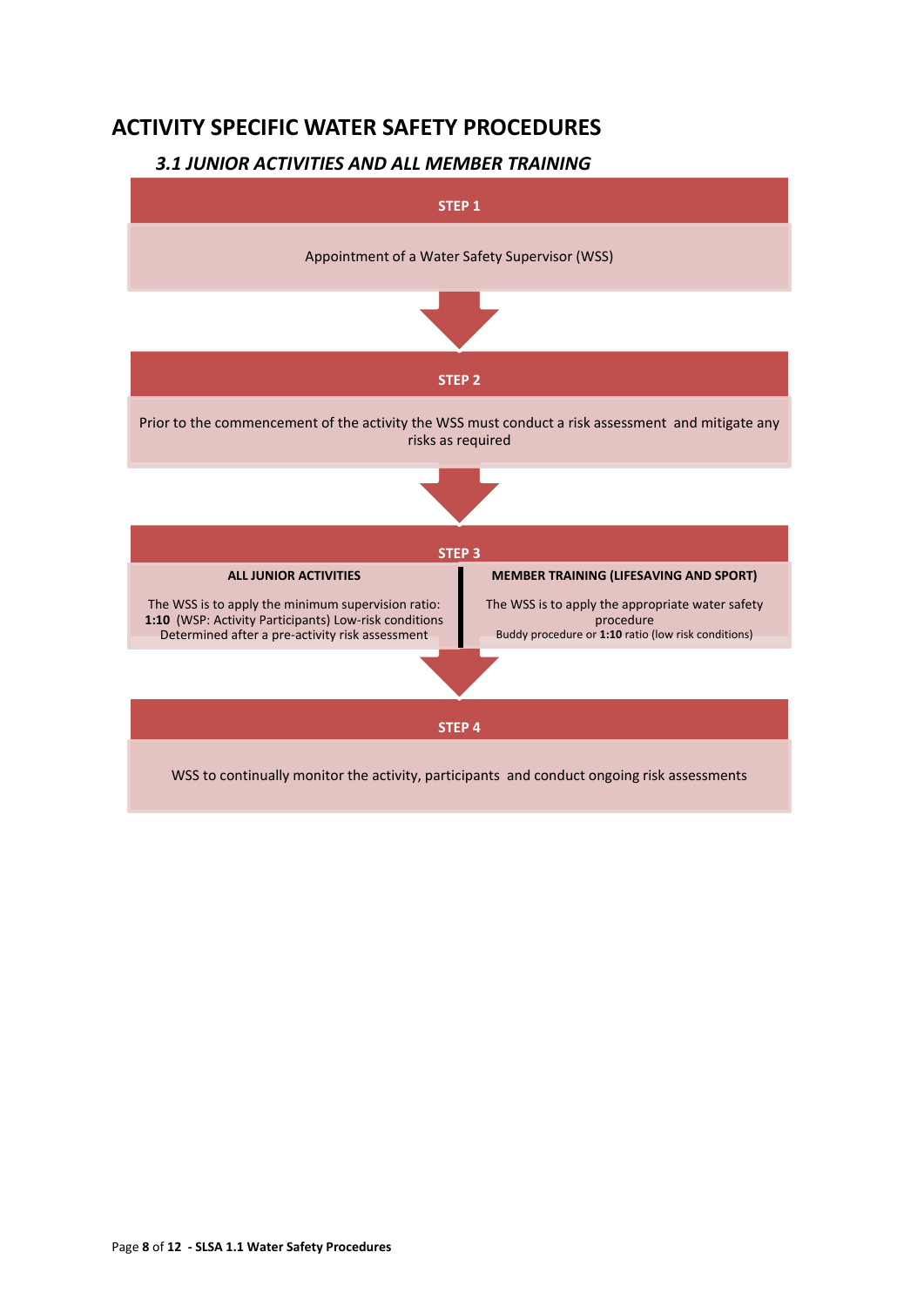# ACTIVITY SPECIFIC WATER SAFETY PROCEDURES

## *3.1 JUNIOR ACTIVITIES AND ALL MEMBER TRAINING*

**STEP 1**

Appointment of a Water Safety Supervisor (WSS)

**STEP 2**

Prior to the commencement of the activity the WSS must conduct a risk assessment and mitigate any risks as required

**STEP 3**

| ALL JUNIOR ACTIVITIES | MEMBER TRAINING (LIFESAVING AND SPORT) |
|---|---|
| The WSS is to apply the minimum supervision ratio: **1:10** (WSP: Activity Participants) Low-risk conditions Determined after a pre-activity risk assessment | The WSS is to apply the appropriate water safety procedure Buddy procedure or **1:10** ratio (low risk conditions) |

**STEP 4**

WSS to continually monitor the activity, participants and conduct ongoing risk assessments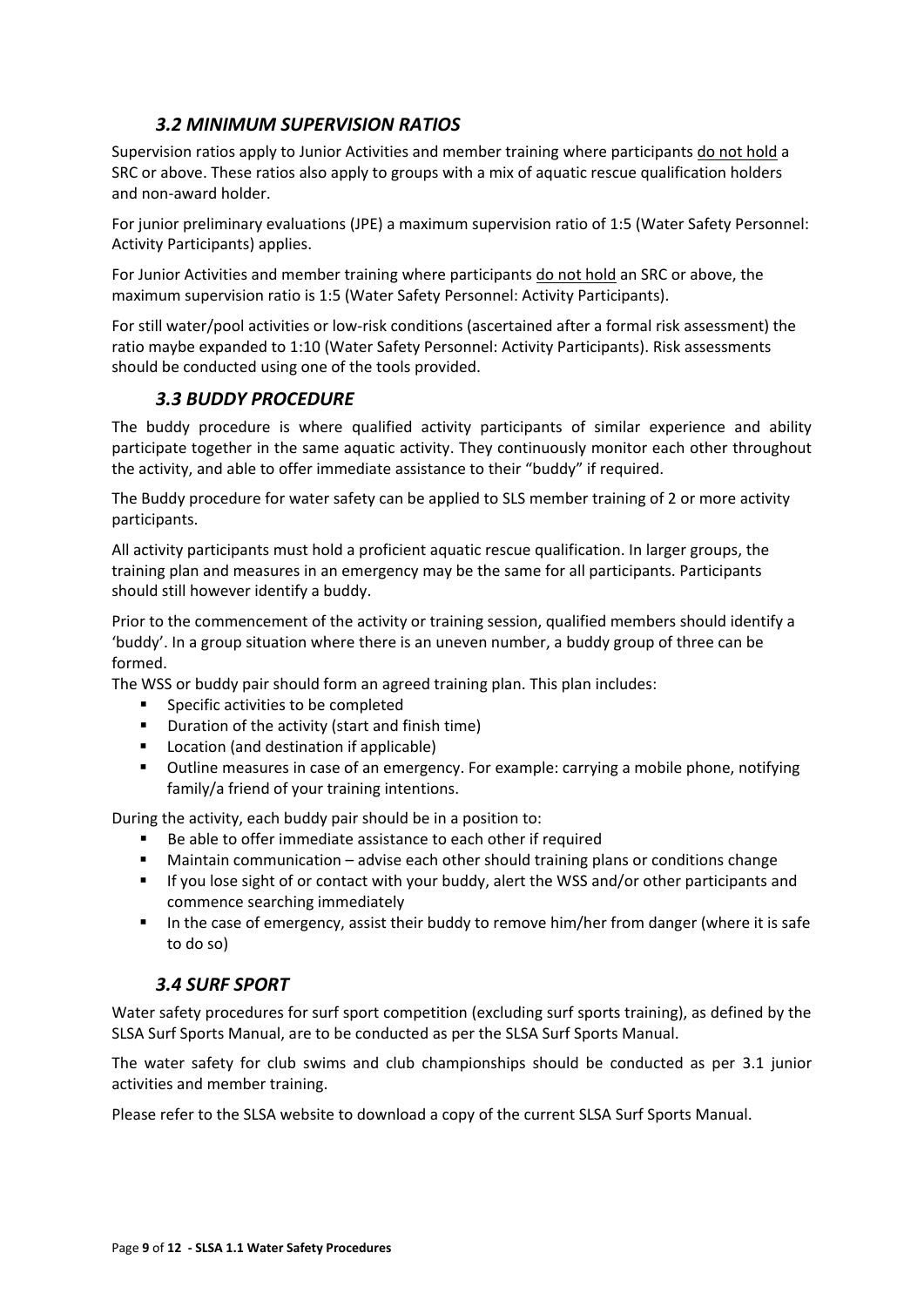### *3.2 MINIMUM SUPERVISION RATIOS*

Supervision ratios apply to Junior Activities and member training where participants do not hold a SRC or above. These ratios also apply to groups with a mix of aquatic rescue qualification holders and non-award holder.

For junior preliminary evaluations (JPE) a maximum supervision ratio of 1:5 (Water Safety Personnel: Activity Participants) applies.

For Junior Activities and member training where participants do not hold an SRC or above, the maximum supervision ratio is 1:5 (Water Safety Personnel: Activity Participants).

For still water/pool activities or low-risk conditions (ascertained after a formal risk assessment) the ratio maybe expanded to 1:10 (Water Safety Personnel: Activity Participants). Risk assessments should be conducted using one of the tools provided.

### *3.3 BUDDY PROCEDURE*

The buddy procedure is where qualified activity participants of similar experience and ability participate together in the same aquatic activity. They continuously monitor each other throughout the activity, and able to offer immediate assistance to their "buddy" if required.

The Buddy procedure for water safety can be applied to SLS member training of 2 or more activity participants.

All activity participants must hold a proficient aquatic rescue qualification. In larger groups, the training plan and measures in an emergency may be the same for all participants. Participants should still however identify a buddy.

Prior to the commencement of the activity or training session, qualified members should identify a 'buddy'. In a group situation where there is an uneven number, a buddy group of three can be formed.

The WSS or buddy pair should form an agreed training plan. This plan includes:

- Specific activities to be completed
- Duration of the activity (start and finish time)
- Location (and destination if applicable)
- Outline measures in case of an emergency. For example: carrying a mobile phone, notifying family/a friend of your training intentions.

During the activity, each buddy pair should be in a position to:

- Be able to offer immediate assistance to each other if required
- Maintain communication – advise each other should training plans or conditions change
- If you lose sight of or contact with your buddy, alert the WSS and/or other participants and commence searching immediately
- In the case of emergency, assist their buddy to remove him/her from danger (where it is safe to do so)

### *3.4 SURF SPORT*

Water safety procedures for surf sport competition (excluding surf sports training), as defined by the SLSA Surf Sports Manual, are to be conducted as per the SLSA Surf Sports Manual.

The water safety for club swims and club championships should be conducted as per 3.1 junior activities and member training.

Please refer to the SLSA website to download a copy of the current SLSA Surf Sports Manual.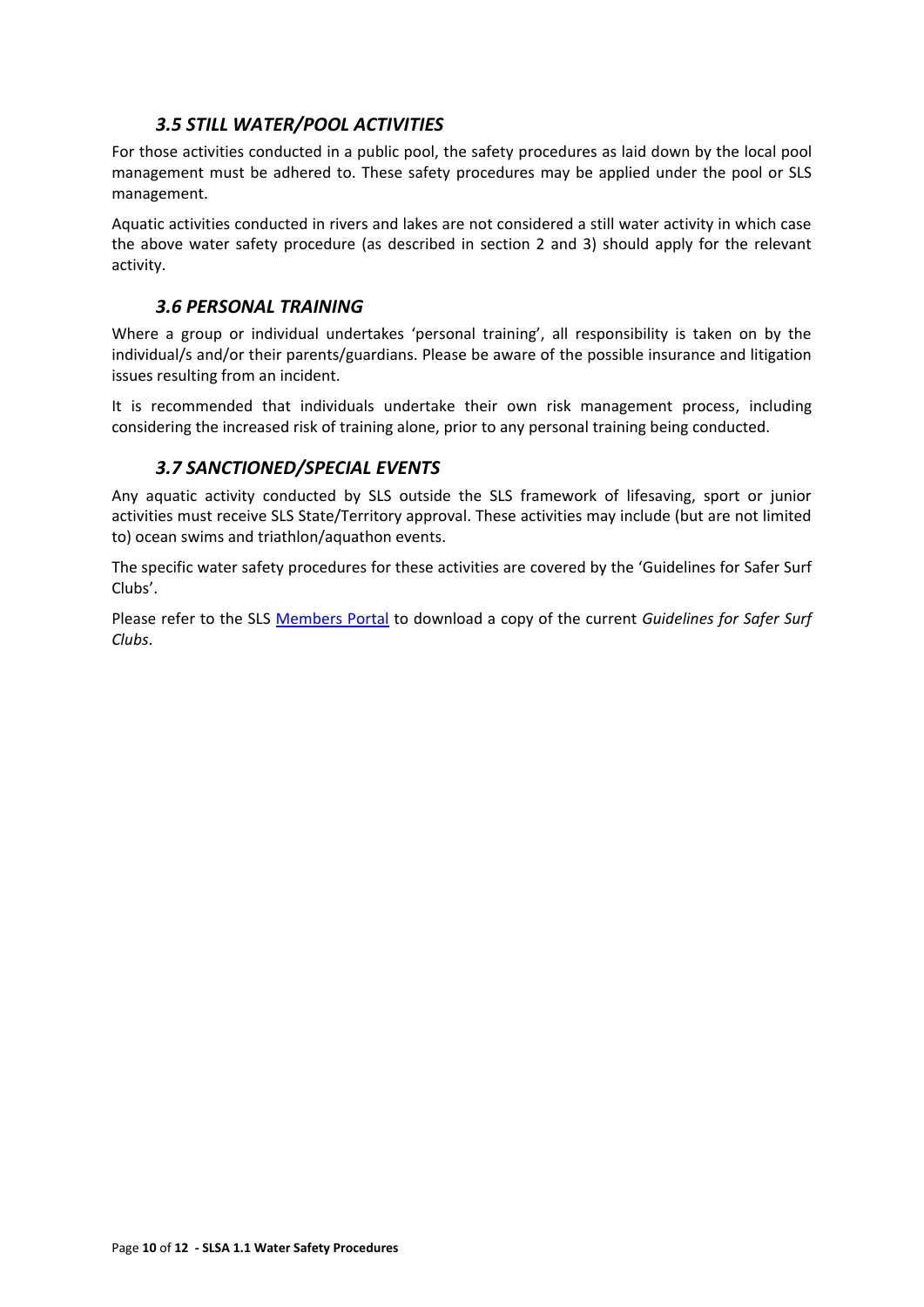### *3.5 STILL WATER/POOL ACTIVITIES*

For those activities conducted in a public pool, the safety procedures as laid down by the local pool management must be adhered to. These safety procedures may be applied under the pool or SLS management.

Aquatic activities conducted in rivers and lakes are not considered a still water activity in which case the above water safety procedure (as described in section 2 and 3) should apply for the relevant activity.

### *3.6 PERSONAL TRAINING*

Where a group or individual undertakes 'personal training', all responsibility is taken on by the individual/s and/or their parents/guardians. Please be aware of the possible insurance and litigation issues resulting from an incident.

It is recommended that individuals undertake their own risk management process, including considering the increased risk of training alone, prior to any personal training being conducted.

### *3.7 SANCTIONED/SPECIAL EVENTS*

Any aquatic activity conducted by SLS outside the SLS framework of lifesaving, sport or junior activities must receive SLS State/Territory approval. These activities may include (but are not limited to) ocean swims and triathlon/aquathon events.

The specific water safety procedures for these activities are covered by the 'Guidelines for Safer Surf Clubs'.

Please refer to the SLS Members Portal to download a copy of the current *Guidelines for Safer Surf Clubs*.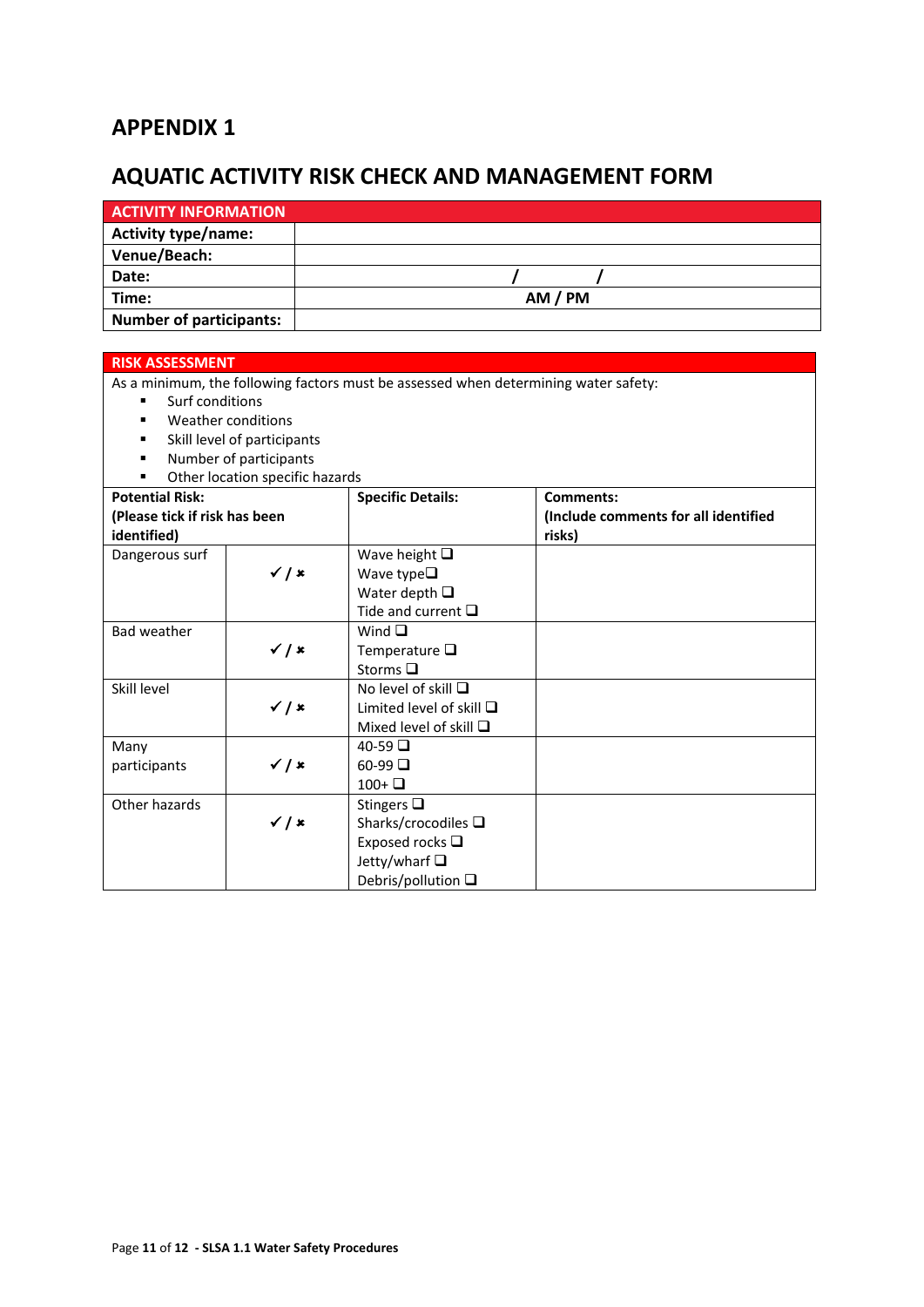## APPENDIX 1

## AQUATIC ACTIVITY RISK CHECK AND MANAGEMENT FORM

| ACTIVITY INFORMATION | |
|---|---|
| **Activity type/name:** | |
| **Venue/Beach:** | |
| **Date:** | / / |
| **Time:** | AM / PM |
| **Number of participants:** | |

**RISK ASSESSMENT**

As a minimum, the following factors must be assessed when determining water safety:

- Surf conditions
- Weather conditions
- Skill level of participants
- Number of participants
- Other location specific hazards

| **Potential Risk: (Please tick if risk has been identified)** | | **Specific Details:** | **Comments: (Include comments for all identified risks)** |
|---|---|---|---|
| Dangerous surf | ✓ / ✗ | Wave height ❑<br>Wave type❑<br>Water depth ❑<br>Tide and current ❑ | |
| Bad weather | ✓ / ✗ | Wind ❑<br>Temperature ❑<br>Storms ❑ | |
| Skill level | ✓ / ✗ | No level of skill ❑<br>Limited level of skill ❑<br>Mixed level of skill ❑ | |
| Many participants | ✓ / ✗ | 40-59 ❑<br>60-99 ❑<br>100+ ❑ | |
| Other hazards | ✓ / ✗ | Stingers ❑<br>Sharks/crocodiles ❑<br>Exposed rocks ❑<br>Jetty/wharf ❑<br>Debris/pollution ❑ | |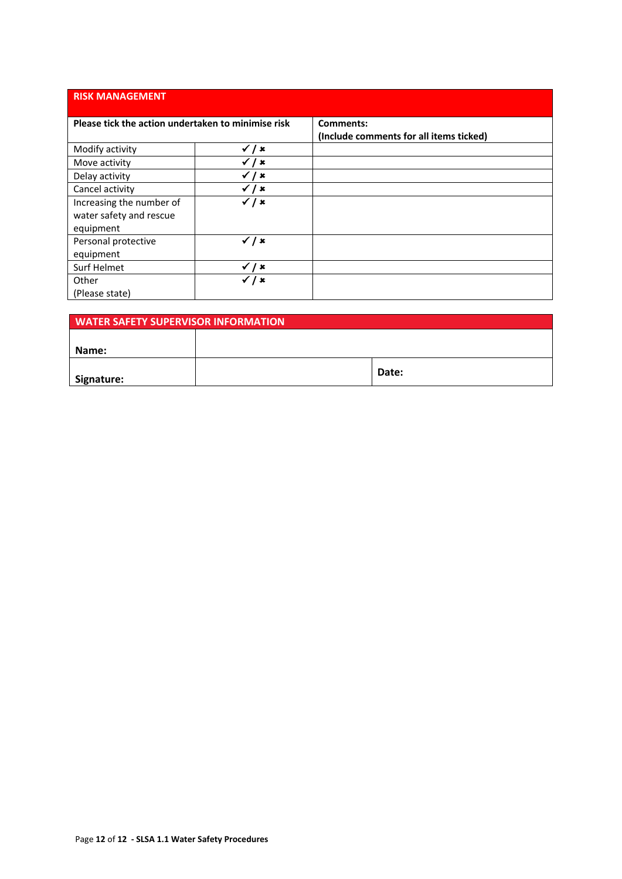## RISK MANAGEMENT

| Please tick the action undertaken to minimise risk | | Comments: (Include comments for all items ticked) |
|---|---|---|
| Modify activity | ✓ / ✗ | |
| Move activity | ✓ / ✗ | |
| Delay activity | ✓ / ✗ | |
| Cancel activity | ✓ / ✗ | |
| Increasing the number of water safety and rescue equipment | ✓ / ✗ | |
| Personal protective equipment | ✓ / ✗ | |
| Surf Helmet | ✓ / ✗ | |
| Other (Please state) | ✓ / ✗ | |

## WATER SAFETY SUPERVISOR INFORMATION

| | | |
|---|---|---|
| **Name:** | | |
| **Signature:** | | **Date:** |